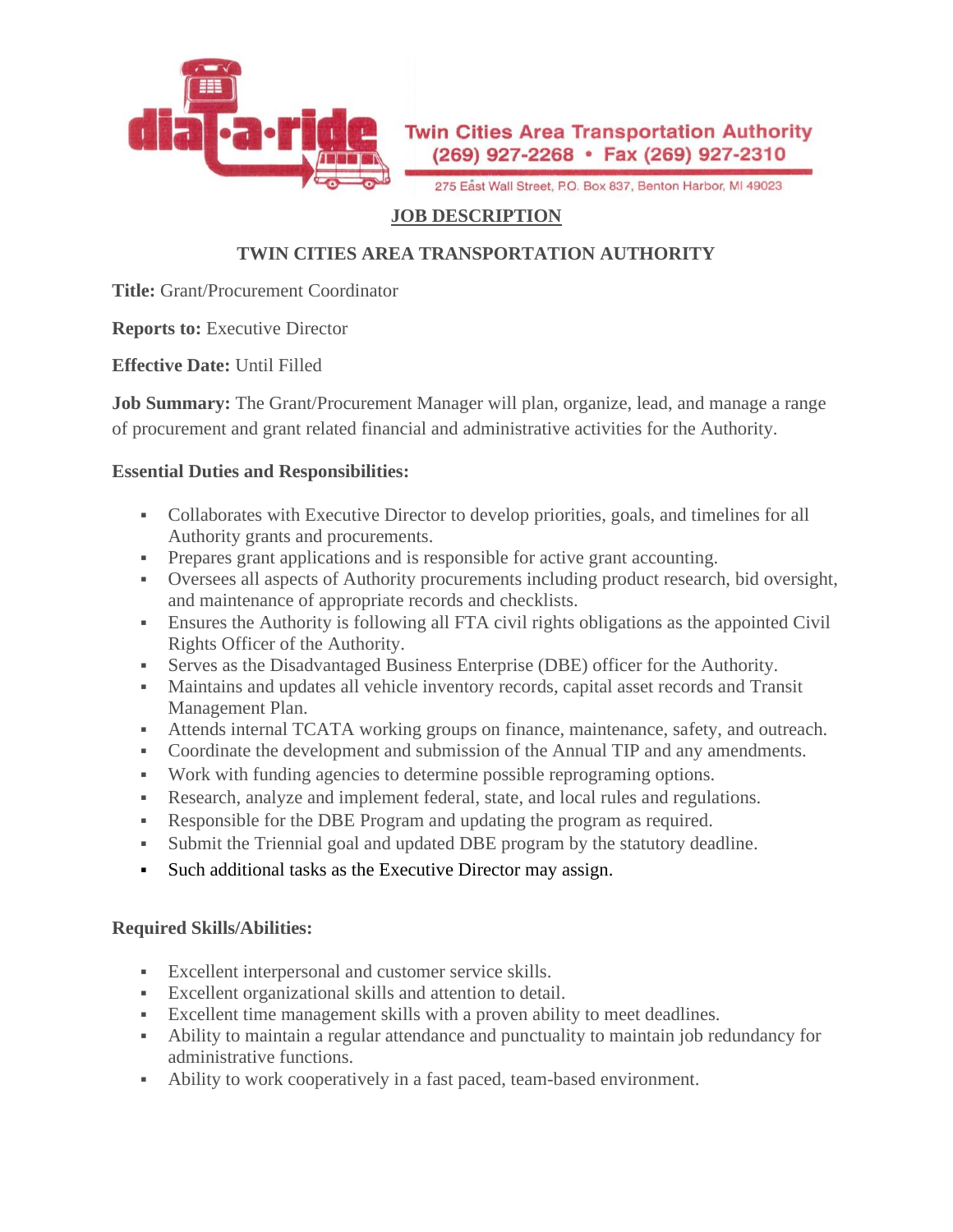dial-a-ride

Twin Cities Area Transportation Authority
(269) 927-2268 • Fax (269) 927-2310
275 East Wall Street, P.O. Box 837, Benton Harbor, MI 49023

# JOB DESCRIPTION

## TWIN CITIES AREA TRANSPORTATION AUTHORITY

**Title:** Grant/Procurement Coordinator

**Reports to:** Executive Director

**Effective Date:** Until Filled

**Job Summary:** The Grant/Procurement Manager will plan, organize, lead, and manage a range of procurement and grant related financial and administrative activities for the Authority.

**Essential Duties and Responsibilities:**

- Collaborates with Executive Director to develop priorities, goals, and timelines for all Authority grants and procurements.
- Prepares grant applications and is responsible for active grant accounting.
- Oversees all aspects of Authority procurements including product research, bid oversight, and maintenance of appropriate records and checklists.
- Ensures the Authority is following all FTA civil rights obligations as the appointed Civil Rights Officer of the Authority.
- Serves as the Disadvantaged Business Enterprise (DBE) officer for the Authority.
- Maintains and updates all vehicle inventory records, capital asset records and Transit Management Plan.
- Attends internal TCATA working groups on finance, maintenance, safety, and outreach.
- Coordinate the development and submission of the Annual TIP and any amendments.
- Work with funding agencies to determine possible reprograming options.
- Research, analyze and implement federal, state, and local rules and regulations.
- Responsible for the DBE Program and updating the program as required.
- Submit the Triennial goal and updated DBE program by the statutory deadline.
- Such additional tasks as the Executive Director may assign.

**Required Skills/Abilities:**

- Excellent interpersonal and customer service skills.
- Excellent organizational skills and attention to detail.
- Excellent time management skills with a proven ability to meet deadlines.
- Ability to maintain a regular attendance and punctuality to maintain job redundancy for administrative functions.
- Ability to work cooperatively in a fast paced, team-based environment.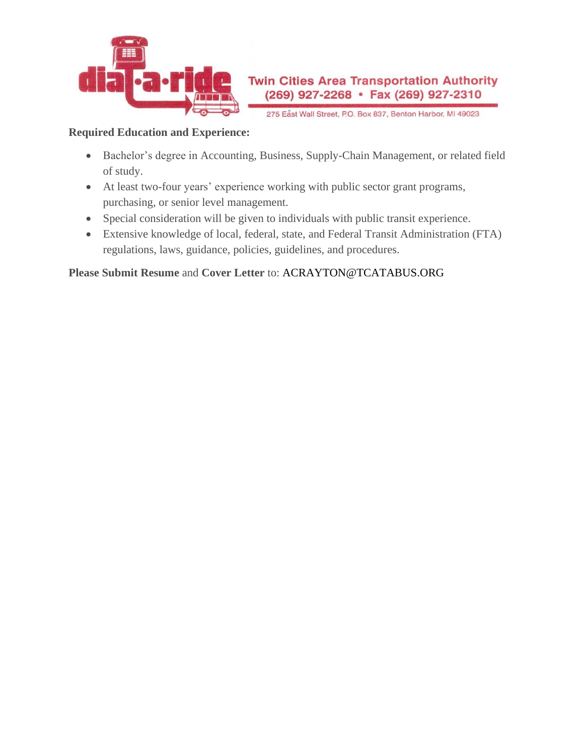Twin Cities Area Transportation Authority
(269) 927-2268 • Fax (269) 927-2310
275 East Wall Street, P.O. Box 837, Benton Harbor, MI 49023

**Required Education and Experience:**

- Bachelor's degree in Accounting, Business, Supply-Chain Management, or related field of study.
- At least two-four years' experience working with public sector grant programs, purchasing, or senior level management.
- Special consideration will be given to individuals with public transit experience.
- Extensive knowledge of local, federal, state, and Federal Transit Administration (FTA) regulations, laws, guidance, policies, guidelines, and procedures.

**Please Submit Resume** and **Cover Letter** to: ACRAYTON@TCATABUS.ORG